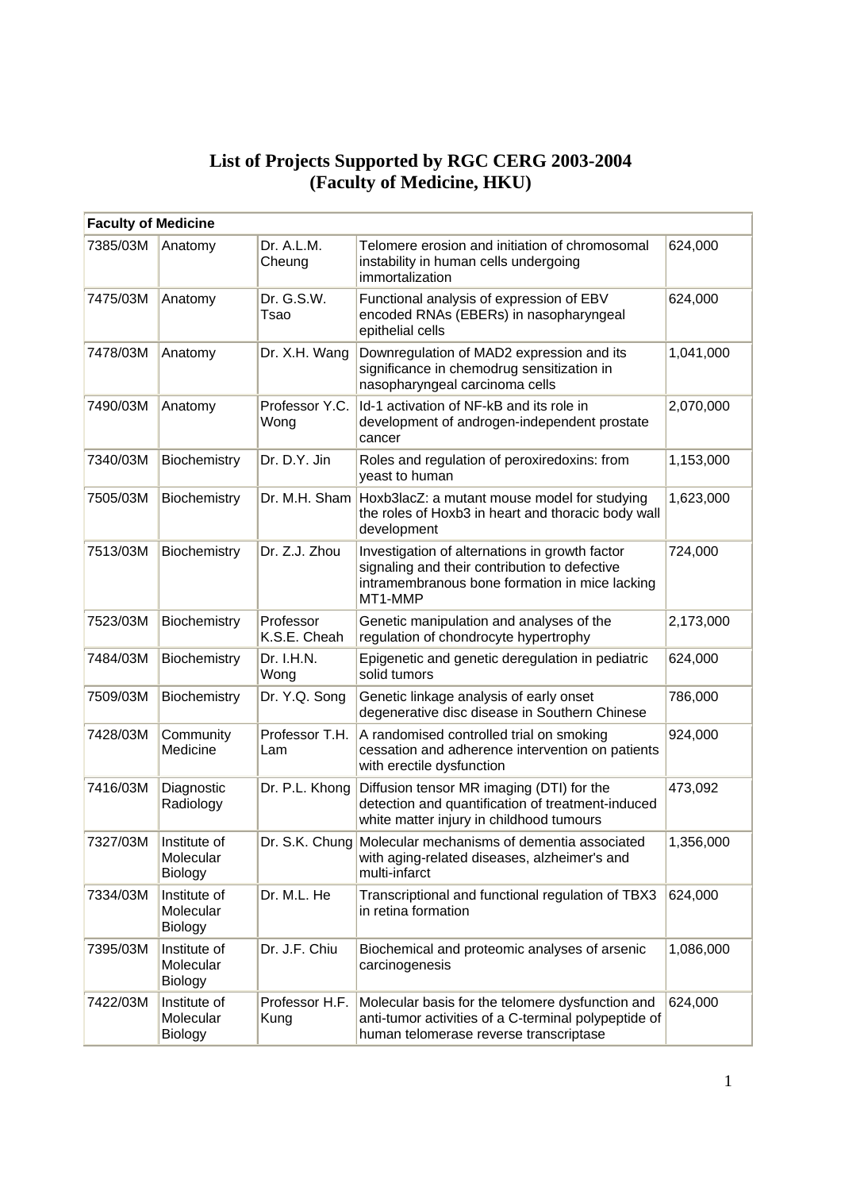# List of Projects Supported by RGC CERG 2003-2004
## (Faculty of Medicine, HKU)

| Faculty of Medicine | | | | |
|---|---|---|---|---|
| 7385/03M | Anatomy | Dr. A.L.M. Cheung | Telomere erosion and initiation of chromosomal instability in human cells undergoing immortalization | 624,000 |
| 7475/03M | Anatomy | Dr. G.S.W. Tsao | Functional analysis of expression of EBV encoded RNAs (EBERs) in nasopharyngeal epithelial cells | 624,000 |
| 7478/03M | Anatomy | Dr. X.H. Wang | Downregulation of MAD2 expression and its significance in chemodrug sensitization in nasopharyngeal carcinoma cells | 1,041,000 |
| 7490/03M | Anatomy | Professor Y.C. Wong | Id-1 activation of NF-kB and its role in development of androgen-independent prostate cancer | 2,070,000 |
| 7340/03M | Biochemistry | Dr. D.Y. Jin | Roles and regulation of peroxiredoxins: from yeast to human | 1,153,000 |
| 7505/03M | Biochemistry | Dr. M.H. Sham | Hoxb3lacZ: a mutant mouse model for studying the roles of Hoxb3 in heart and thoracic body wall development | 1,623,000 |
| 7513/03M | Biochemistry | Dr. Z.J. Zhou | Investigation of alternations in growth factor signaling and their contribution to defective intramembranous bone formation in mice lacking MT1-MMP | 724,000 |
| 7523/03M | Biochemistry | Professor K.S.E. Cheah | Genetic manipulation and analyses of the regulation of chondrocyte hypertrophy | 2,173,000 |
| 7484/03M | Biochemistry | Dr. I.H.N. Wong | Epigenetic and genetic deregulation in pediatric solid tumors | 624,000 |
| 7509/03M | Biochemistry | Dr. Y.Q. Song | Genetic linkage analysis of early onset degenerative disc disease in Southern Chinese | 786,000 |
| 7428/03M | Community Medicine | Professor T.H. Lam | A randomised controlled trial on smoking cessation and adherence intervention on patients with erectile dysfunction | 924,000 |
| 7416/03M | Diagnostic Radiology | Dr. P.L. Khong | Diffusion tensor MR imaging (DTI) for the detection and quantification of treatment-induced white matter injury in childhood tumours | 473,092 |
| 7327/03M | Institute of Molecular Biology | Dr. S.K. Chung | Molecular mechanisms of dementia associated with aging-related diseases, alzheimer's and multi-infarct | 1,356,000 |
| 7334/03M | Institute of Molecular Biology | Dr. M.L. He | Transcriptional and functional regulation of TBX3 in retina formation | 624,000 |
| 7395/03M | Institute of Molecular Biology | Dr. J.F. Chiu | Biochemical and proteomic analyses of arsenic carcinogenesis | 1,086,000 |
| 7422/03M | Institute of Molecular Biology | Professor H.F. Kung | Molecular basis for the telomere dysfunction and anti-tumor activities of a C-terminal polypeptide of human telomerase reverse transcriptase | 624,000 |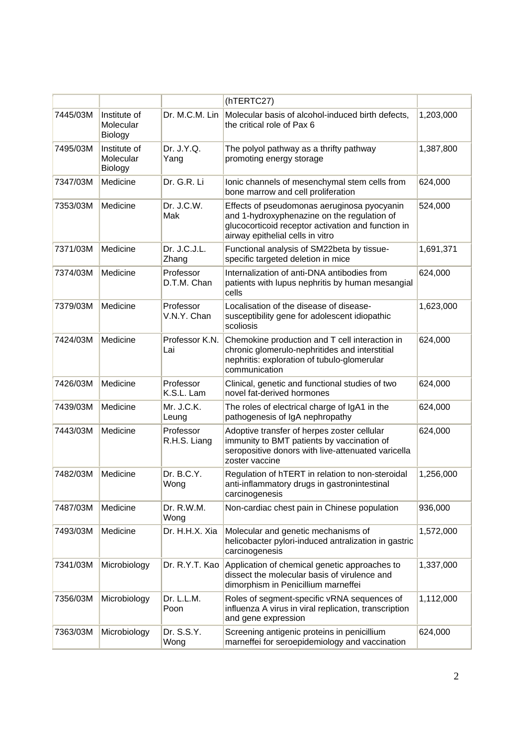| | | | (hTERTC27) | |
|---|---|---|---|---|
| 7445/03M | Institute of Molecular Biology | Dr. M.C.M. Lin | Molecular basis of alcohol-induced birth defects, the critical role of Pax 6 | 1,203,000 |
| 7495/03M | Institute of Molecular Biology | Dr. J.Y.Q. Yang | The polyol pathway as a thrifty pathway promoting energy storage | 1,387,800 |
| 7347/03M | Medicine | Dr. G.R. Li | Ionic channels of mesenchymal stem cells from bone marrow and cell proliferation | 624,000 |
| 7353/03M | Medicine | Dr. J.C.W. Mak | Effects of pseudomonas aeruginosa pyocyanin and 1-hydroxyphenazine on the regulation of glucocorticoid receptor activation and function in airway epithelial cells in vitro | 524,000 |
| 7371/03M | Medicine | Dr. J.C.J.L. Zhang | Functional analysis of SM22beta by tissue-specific targeted deletion in mice | 1,691,371 |
| 7374/03M | Medicine | Professor D.T.M. Chan | Internalization of anti-DNA antibodies from patients with lupus nephritis by human mesangial cells | 624,000 |
| 7379/03M | Medicine | Professor V.N.Y. Chan | Localisation of the disease of disease-susceptibility gene for adolescent idiopathic scoliosis | 1,623,000 |
| 7424/03M | Medicine | Professor K.N. Lai | Chemokine production and T cell interaction in chronic glomerulo-nephritides and interstitial nephritis: exploration of tubulo-glomerular communication | 624,000 |
| 7426/03M | Medicine | Professor K.S.L. Lam | Clinical, genetic and functional studies of two novel fat-derived hormones | 624,000 |
| 7439/03M | Medicine | Mr. J.C.K. Leung | The roles of electrical charge of IgA1 in the pathogenesis of IgA nephropathy | 624,000 |
| 7443/03M | Medicine | Professor R.H.S. Liang | Adoptive transfer of herpes zoster cellular immunity to BMT patients by vaccination of seropositive donors with live-attenuated varicella zoster vaccine | 624,000 |
| 7482/03M | Medicine | Dr. B.C.Y. Wong | Regulation of hTERT in relation to non-steroidal anti-inflammatory drugs in gastronintestinal carcinogenesis | 1,256,000 |
| 7487/03M | Medicine | Dr. R.W.M. Wong | Non-cardiac chest pain in Chinese population | 936,000 |
| 7493/03M | Medicine | Dr. H.H.X. Xia | Molecular and genetic mechanisms of helicobacter pylori-induced antralization in gastric carcinogenesis | 1,572,000 |
| 7341/03M | Microbiology | Dr. R.Y.T. Kao | Application of chemical genetic approaches to dissect the molecular basis of virulence and dimorphism in Penicillium marneffei | 1,337,000 |
| 7356/03M | Microbiology | Dr. L.L.M. Poon | Roles of segment-specific vRNA sequences of influenza A virus in viral replication, transcription and gene expression | 1,112,000 |
| 7363/03M | Microbiology | Dr. S.S.Y. Wong | Screening antigenic proteins in penicillium marneffei for seroepidemiology and vaccination | 624,000 |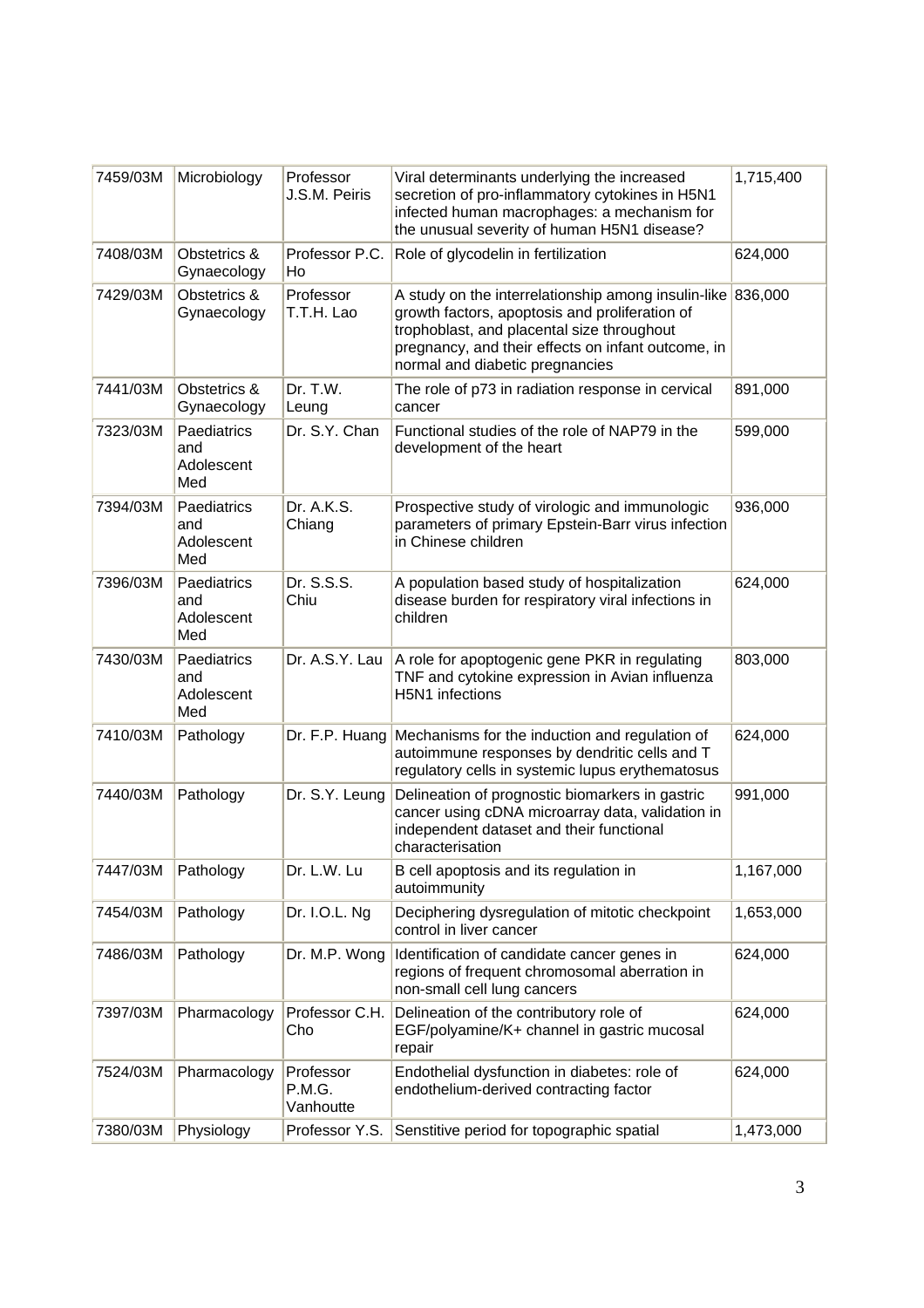| 7459/03M | Microbiology | Professor J.S.M. Peiris | Viral determinants underlying the increased secretion of pro-inflammatory cytokines in H5N1 infected human macrophages: a mechanism for the unusual severity of human H5N1 disease? | 1,715,400 |
|---|---|---|---|---|
| 7408/03M | Obstetrics & Gynaecology | Professor P.C. Ho | Role of glycodelin in fertilization | 624,000 |
| 7429/03M | Obstetrics & Gynaecology | Professor T.T.H. Lao | A study on the interrelationship among insulin-like growth factors, apoptosis and proliferation of trophoblast, and placental size throughout pregnancy, and their effects on infant outcome, in normal and diabetic pregnancies | 836,000 |
| 7441/03M | Obstetrics & Gynaecology | Dr. T.W. Leung | The role of p73 in radiation response in cervical cancer | 891,000 |
| 7323/03M | Paediatrics and Adolescent Med | Dr. S.Y. Chan | Functional studies of the role of NAP79 in the development of the heart | 599,000 |
| 7394/03M | Paediatrics and Adolescent Med | Dr. A.K.S. Chiang | Prospective study of virologic and immunologic parameters of primary Epstein-Barr virus infection in Chinese children | 936,000 |
| 7396/03M | Paediatrics and Adolescent Med | Dr. S.S.S. Chiu | A population based study of hospitalization disease burden for respiratory viral infections in children | 624,000 |
| 7430/03M | Paediatrics and Adolescent Med | Dr. A.S.Y. Lau | A role for apoptogenic gene PKR in regulating TNF and cytokine expression in Avian influenza H5N1 infections | 803,000 |
| 7410/03M | Pathology | Dr. F.P. Huang | Mechanisms for the induction and regulation of autoimmune responses by dendritic cells and T regulatory cells in systemic lupus erythematosus | 624,000 |
| 7440/03M | Pathology | Dr. S.Y. Leung | Delineation of prognostic biomarkers in gastric cancer using cDNA microarray data, validation in independent dataset and their functional characterisation | 991,000 |
| 7447/03M | Pathology | Dr. L.W. Lu | B cell apoptosis and its regulation in autoimmunity | 1,167,000 |
| 7454/03M | Pathology | Dr. I.O.L. Ng | Deciphering dysregulation of mitotic checkpoint control in liver cancer | 1,653,000 |
| 7486/03M | Pathology | Dr. M.P. Wong | Identification of candidate cancer genes in regions of frequent chromosomal aberration in non-small cell lung cancers | 624,000 |
| 7397/03M | Pharmacology | Professor C.H. Cho | Delineation of the contributory role of EGF/polyamine/K+ channel in gastric mucosal repair | 624,000 |
| 7524/03M | Pharmacology | Professor P.M.G. Vanhoutte | Endothelial dysfunction in diabetes: role of endothelium-derived contracting factor | 624,000 |
| 7380/03M | Physiology | Professor Y.S. | Senstitive period for topographic spatial | 1,473,000 |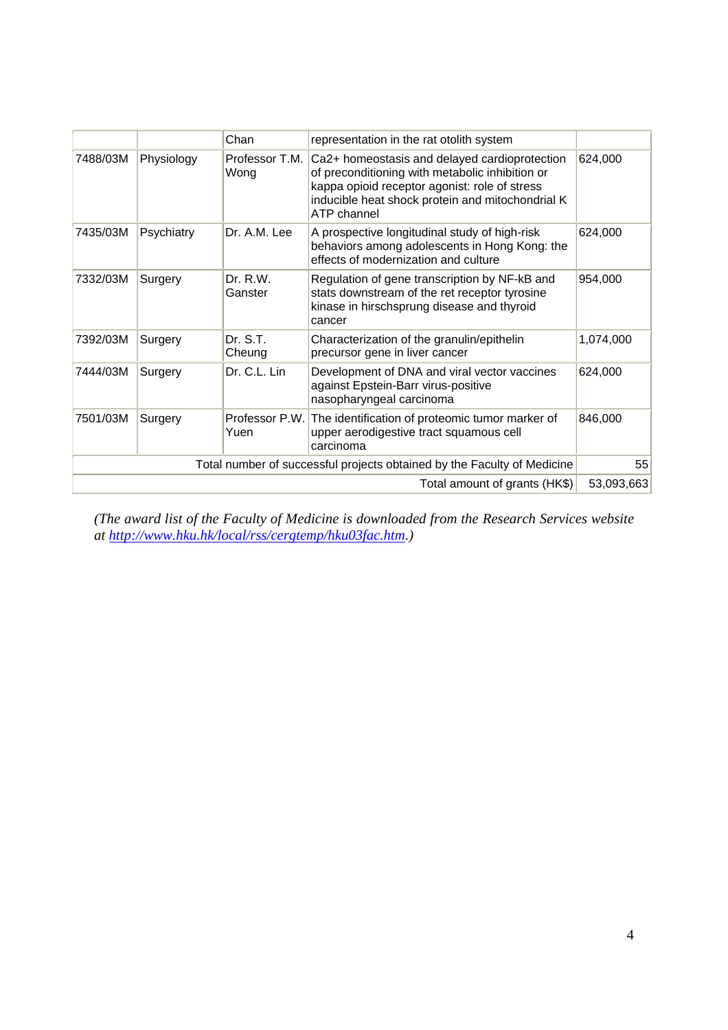| | | | | |
|---|---|---|---|---|
| | | Chan | representation in the rat otolith system | |
| 7488/03M | Physiology | Professor T.M. Wong | Ca2+ homeostasis and delayed cardioprotection of preconditioning with metabolic inhibition or kappa opioid receptor agonist: role of stress inducible heat shock protein and mitochondrial K ATP channel | 624,000 |
| 7435/03M | Psychiatry | Dr. A.M. Lee | A prospective longitudinal study of high-risk behaviors among adolescents in Hong Kong: the effects of modernization and culture | 624,000 |
| 7332/03M | Surgery | Dr. R.W. Ganster | Regulation of gene transcription by NF-kB and stats downstream of the ret receptor tyrosine kinase in hirschsprung disease and thyroid cancer | 954,000 |
| 7392/03M | Surgery | Dr. S.T. Cheung | Characterization of the granulin/epithelin precursor gene in liver cancer | 1,074,000 |
| 7444/03M | Surgery | Dr. C.L. Lin | Development of DNA and viral vector vaccines against Epstein-Barr virus-positive nasopharyngeal carcinoma | 624,000 |
| 7501/03M | Surgery | Professor P.W. Yuen | The identification of proteomic tumor marker of upper aerodigestive tract squamous cell carcinoma | 846,000 |
| Total number of successful projects obtained by the Faculty of Medicine | | | | 55 |
| Total amount of grants (HK$) | | | | 53,093,663 |

*(The award list of the Faculty of Medicine is downloaded from the Research Services website at http://www.hku.hk/local/rss/cergtemp/hku03fac.htm.)*